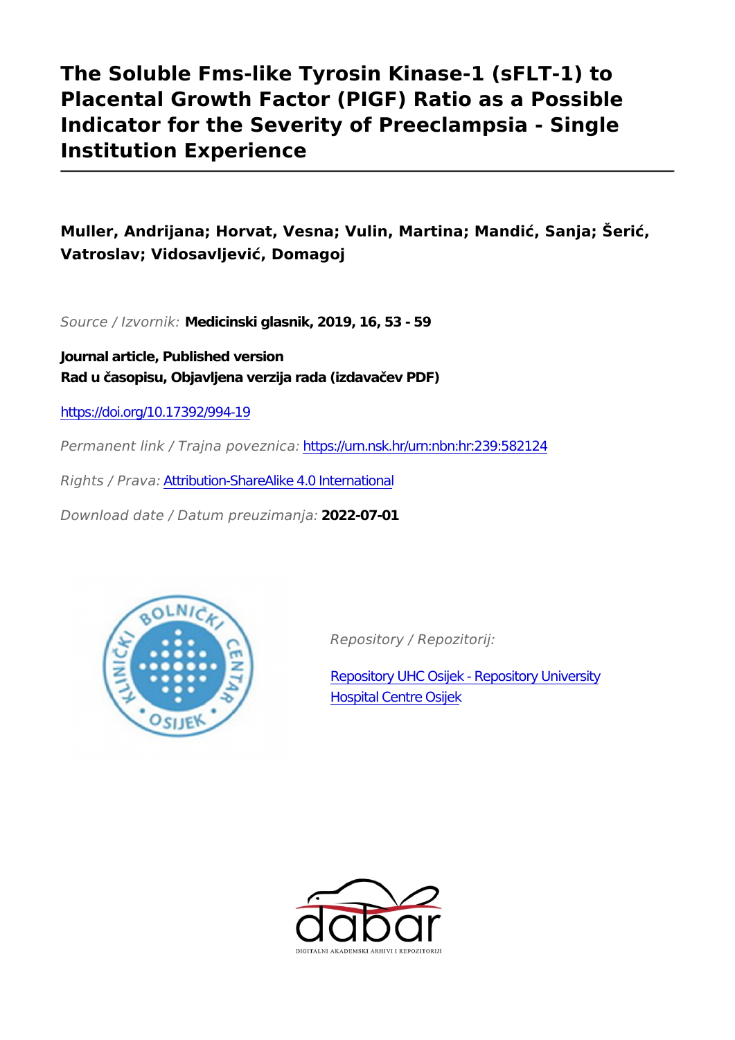# The Soluble Fms-like Tyrosin Kinase-1 (sFLT-1) to Placental Growth Factor (PIGF) Ratio as a Possible Indicator for the Severity of Preeclampsia - Single Institution Experience

**Muller, Andrijana; Horvat, Vesna; Vulin, Martina; Mandić, Sanja; Šerić, Vatroslav; Vidosavljević, Domagoj**

*Source / Izvornik:* **Medicinski glasnik, 2019, 16, 53 - 59**

**Journal article, Published version**
**Rad u časopisu, Objavljena verzija rada (izdavačev PDF)**

https://doi.org/10.17392/994-19

*Permanent link / Trajna poveznica:* https://urn.nsk.hr/urn:nbn:hr:239:582124

*Rights / Prava:* Attribution-ShareAlike 4.0 International

*Download date / Datum preuzimanja:* **2022-07-01**

*Repository / Repozitorij:*

Repository UHC Osijek - Repository University Hospital Centre Osijek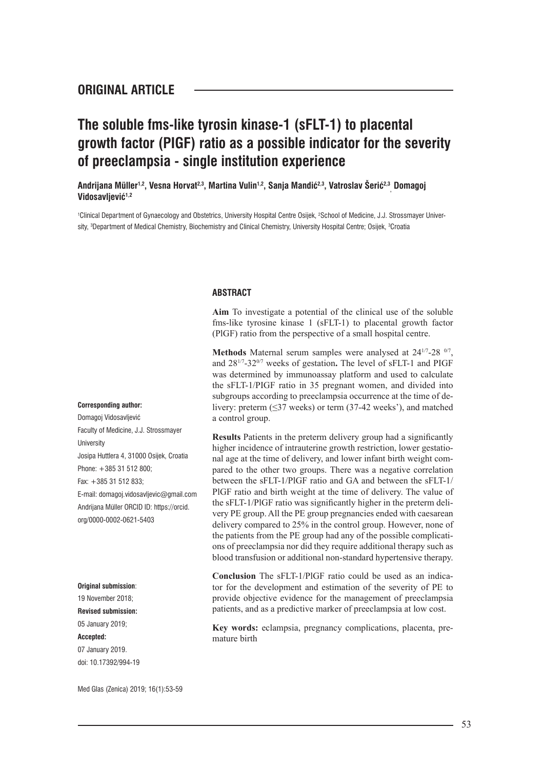## ORIGINAL ARTICLE

# The soluble fms-like tyrosin kinase-1 (sFLT-1) to placental growth factor (PIGF) ratio as a possible indicator for the severity of preeclampsia - single institution experience

**Andrijana Müller[1,2], Vesna Horvat[2,3], Martina Vulin[1,2], Sanja Mandić[2,3], Vatroslav Šerić[2,3], Domagoj Vidosavljević[1,2]**

[1]Clinical Department of Gynaecology and Obstetrics, University Hospital Centre Osijek, [2]School of Medicine, J.J. Strossmayer University, [3]Department of Medical Chemistry, Biochemistry and Clinical Chemistry, University Hospital Centre; Osijek, [3]Croatia

**Corresponding author:**
Domagoj Vidosavljević
Faculty of Medicine, J.J. Strossmayer University
Josipa Huttlera 4, 31000 Osijek, Croatia
Phone: +385 31 512 800;
Fax: +385 31 512 833;
E-mail: domagoj.vidosavljevic@gmail.com
Andrijana Müller ORCID ID: https://orcid.org/0000-0002-0621-5403

**Original submission**:
19 November 2018;
**Revised submission:**
05 January 2019;
**Accepted:**
07 January 2019.
doi: 10.17392/994-19

### ABSTRACT

**Aim** To investigate a potential of the clinical use of the soluble fms-like tyrosine kinase 1 (sFLT-1) to placental growth factor (PlGF) ratio from the perspective of a small hospital centre.

**Methods** Maternal serum samples were analysed at $24^{1/7}$-$28^{0/7}$, and $28^{1/7}$-$32^{0/7}$ weeks of gestation**.** The level of sFLT-1 and PIGF was determined by immunoassay platform and used to calculate the sFLT-1/PlGF ratio in 35 pregnant women, and divided into subgroups according to preeclampsia occurrence at the time of delivery: preterm (≤37 weeks) or term (37-42 weeks'), and matched a control group.

**Results** Patients in the preterm delivery group had a significantly higher incidence of intrauterine growth restriction, lower gestational age at the time of delivery, and lower infant birth weight compared to the other two groups. There was a negative correlation between the sFLT-1/PlGF ratio and GA and between the sFLT-1/PlGF ratio and birth weight at the time of delivery. The value of the sFLT-1/PlGF ratio was significantly higher in the preterm delivery PE group. All the PE group pregnancies ended with caesarean delivery compared to 25% in the control group. However, none of the patients from the PE group had any of the possible complications of preeclampsia nor did they require additional therapy such as blood transfusion or additional non-standard hypertensive therapy.

**Conclusion** The sFLT-1/PlGF ratio could be used as an indicator for the development and estimation of the severity of PE to provide objective evidence for the management of preeclampsia patients, and as a predictive marker of preeclampsia at low cost.

**Key words:** eclampsia, pregnancy complications, placenta, premature birth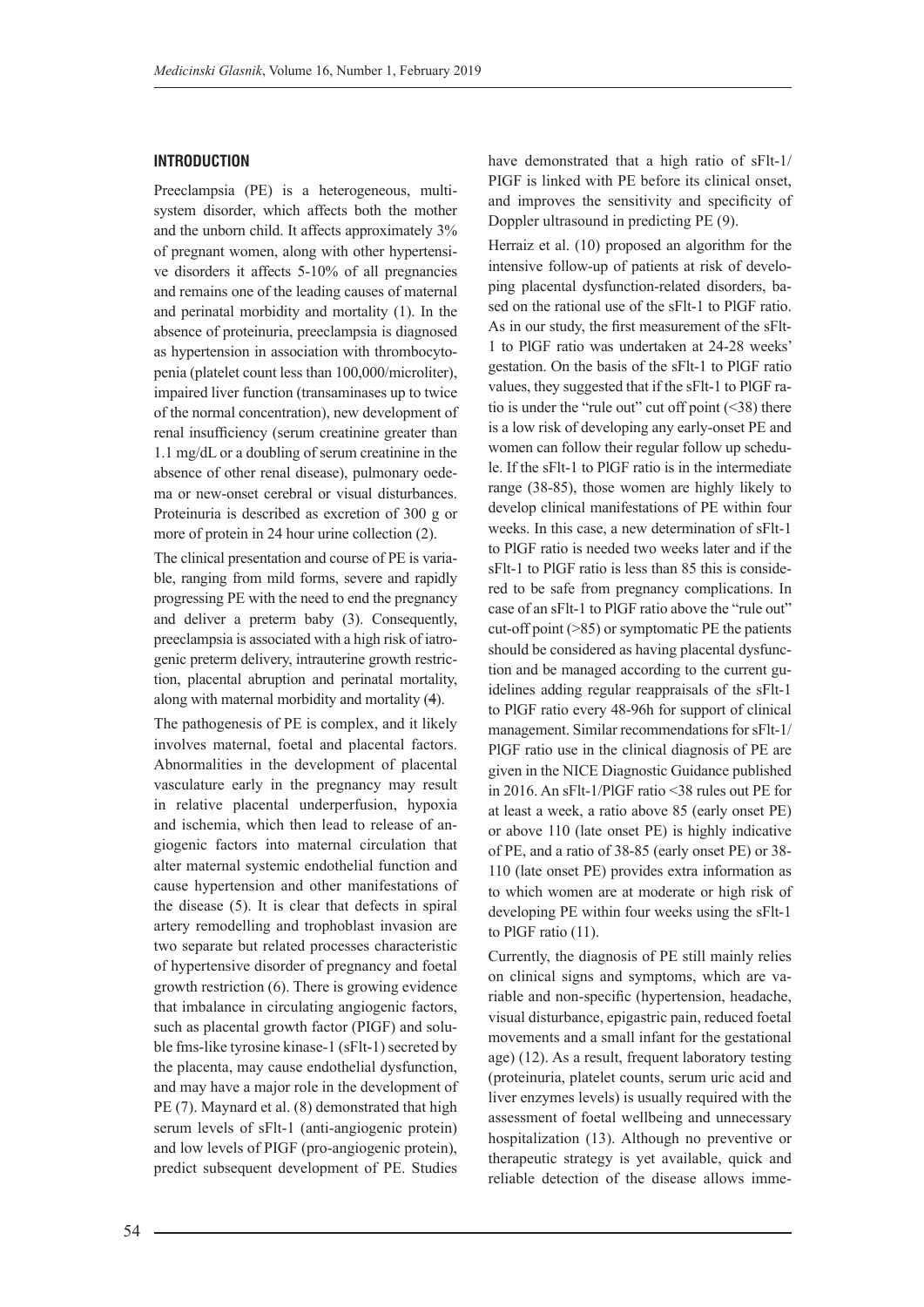## INTRODUCTION

Preeclampsia (PE) is a heterogeneous, multisystem disorder, which affects both the mother and the unborn child. It affects approximately 3% of pregnant women, along with other hypertensive disorders it affects 5-10% of all pregnancies and remains one of the leading causes of maternal and perinatal morbidity and mortality (1). In the absence of proteinuria, preeclampsia is diagnosed as hypertension in association with thrombocytopenia (platelet count less than 100,000/microliter), impaired liver function (transaminases up to twice of the normal concentration), new development of renal insufficiency (serum creatinine greater than 1.1 mg/dL or a doubling of serum creatinine in the absence of other renal disease), pulmonary oedema or new-onset cerebral or visual disturbances. Proteinuria is described as excretion of 300 g or more of protein in 24 hour urine collection (2).

The clinical presentation and course of PE is variable, ranging from mild forms, severe and rapidly progressing PE with the need to end the pregnancy and deliver a preterm baby (3). Consequently, preeclampsia is associated with a high risk of iatrogenic preterm delivery, intrauterine growth restriction, placental abruption and perinatal mortality, along with maternal morbidity and mortality (4).

The pathogenesis of PE is complex, and it likely involves maternal, foetal and placental factors. Abnormalities in the development of placental vasculature early in the pregnancy may result in relative placental underperfusion, hypoxia and ischemia, which then lead to release of angiogenic factors into maternal circulation that alter maternal systemic endothelial function and cause hypertension and other manifestations of the disease (5). It is clear that defects in spiral artery remodelling and trophoblast invasion are two separate but related processes characteristic of hypertensive disorder of pregnancy and foetal growth restriction (6). There is growing evidence that imbalance in circulating angiogenic factors, such as placental growth factor (PIGF) and soluble fms-like tyrosine kinase-1 (sFlt-1) secreted by the placenta, may cause endothelial dysfunction, and may have a major role in the development of PE (7). Maynard et al. (8) demonstrated that high serum levels of sFlt-1 (anti-angiogenic protein) and low levels of PIGF (pro-angiogenic protein), predict subsequent development of PE. Studies have demonstrated that a high ratio of sFlt-1/PIGF is linked with PE before its clinical onset, and improves the sensitivity and specificity of Doppler ultrasound in predicting PE (9).

Herraiz et al. (10) proposed an algorithm for the intensive follow-up of patients at risk of developing placental dysfunction-related disorders, based on the rational use of the sFlt-1 to PlGF ratio. As in our study, the first measurement of the sFlt-1 to PlGF ratio was undertaken at 24-28 weeks' gestation. On the basis of the sFlt-1 to PlGF ratio values, they suggested that if the sFlt-1 to PlGF ratio is under the "rule out" cut off point (<38) there is a low risk of developing any early-onset PE and women can follow their regular follow up schedule. If the sFlt-1 to PlGF ratio is in the intermediate range (38-85), those women are highly likely to develop clinical manifestations of PE within four weeks. In this case, a new determination of sFlt-1 to PlGF ratio is needed two weeks later and if the sFlt-1 to PlGF ratio is less than 85 this is considered to be safe from pregnancy complications. In case of an sFlt-1 to PlGF ratio above the "rule out" cut-off point (>85) or symptomatic PE the patients should be considered as having placental dysfunction and be managed according to the current guidelines adding regular reappraisals of the sFlt-1 to PlGF ratio every 48-96h for support of clinical management. Similar recommendations for sFlt-1/PlGF ratio use in the clinical diagnosis of PE are given in the NICE Diagnostic Guidance published in 2016. An sFlt-1/PlGF ratio <38 rules out PE for at least a week, a ratio above 85 (early onset PE) or above 110 (late onset PE) is highly indicative of PE, and a ratio of 38-85 (early onset PE) or 38-110 (late onset PE) provides extra information as to which women are at moderate or high risk of developing PE within four weeks using the sFlt-1 to PlGF ratio (11).

Currently, the diagnosis of PE still mainly relies on clinical signs and symptoms, which are variable and non-specific (hypertension, headache, visual disturbance, epigastric pain, reduced foetal movements and a small infant for the gestational age) (12). As a result, frequent laboratory testing (proteinuria, platelet counts, serum uric acid and liver enzymes levels) is usually required with the assessment of foetal wellbeing and unnecessary hospitalization (13). Although no preventive or therapeutic strategy is yet available, quick and reliable detection of the disease allows imme-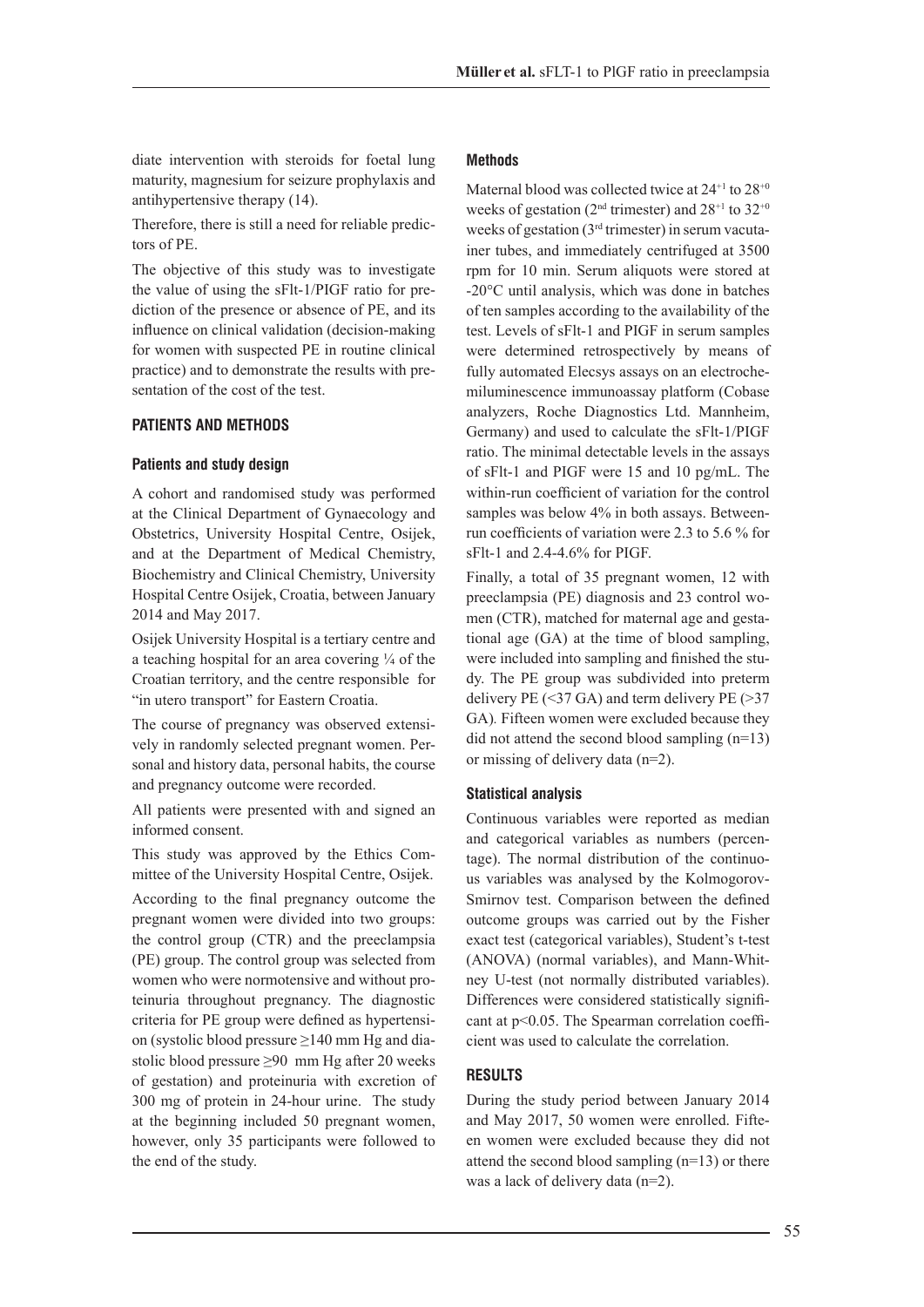diate intervention with steroids for foetal lung maturity, magnesium for seizure prophylaxis and antihypertensive therapy (14).

Therefore, there is still a need for reliable predictors of PE.

The objective of this study was to investigate the value of using the sFlt-1/PIGF ratio for prediction of the presence or absence of PE, and its influence on clinical validation (decision-making for women with suspected PE in routine clinical practice) and to demonstrate the results with presentation of the cost of the test.

## PATIENTS AND METHODS

### Patients and study design

A cohort and randomised study was performed at the Clinical Department of Gynaecology and Obstetrics, University Hospital Centre, Osijek, and at the Department of Medical Chemistry, Biochemistry and Clinical Chemistry, University Hospital Centre Osijek, Croatia, between January 2014 and May 2017.

Osijek University Hospital is a tertiary centre and a teaching hospital for an area covering ¼ of the Croatian territory, and the centre responsible for "in utero transport" for Eastern Croatia.

The course of pregnancy was observed extensively in randomly selected pregnant women. Personal and history data, personal habits, the course and pregnancy outcome were recorded.

All patients were presented with and signed an informed consent.

This study was approved by the Ethics Committee of the University Hospital Centre, Osijek.

According to the final pregnancy outcome the pregnant women were divided into two groups: the control group (CTR) and the preeclampsia (PE) group. The control group was selected from women who were normotensive and without proteinuria throughout pregnancy. The diagnostic criteria for PE group were defined as hypertension (systolic blood pressure ≥140 mm Hg and diastolic blood pressure ≥90 mm Hg after 20 weeks of gestation) and proteinuria with excretion of 300 mg of protein in 24-hour urine. The study at the beginning included 50 pregnant women, however, only 35 participants were followed to the end of the study.

### Methods

Maternal blood was collected twice at $24^{+1}$ to $28^{+0}$ weeks of gestation (2nd trimester) and $28^{+1}$ to $32^{+0}$ weeks of gestation (3rd trimester) in serum vacutainer tubes, and immediately centrifuged at 3500 rpm for 10 min. Serum aliquots were stored at -20°C until analysis, which was done in batches of ten samples according to the availability of the test. Levels of sFlt-1 and PIGF in serum samples were determined retrospectively by means of fully automated Elecsys assays on an electrochemiluminescence immunoassay platform (Cobase analyzers, Roche Diagnostics Ltd. Mannheim, Germany) and used to calculate the sFlt-1/PIGF ratio. The minimal detectable levels in the assays of sFlt-1 and PIGF were 15 and 10 pg/mL. The within-run coefficient of variation for the control samples was below 4% in both assays. Between-run coefficients of variation were 2.3 to 5.6 % for sFlt-1 and 2.4-4.6% for PIGF.

Finally, a total of 35 pregnant women, 12 with preeclampsia (PE) diagnosis and 23 control women (CTR), matched for maternal age and gestational age (GA) at the time of blood sampling, were included into sampling and finished the study. The PE group was subdivided into preterm delivery PE (<37 GA) and term delivery PE (>37 GA). Fifteen women were excluded because they did not attend the second blood sampling (n=13) or missing of delivery data (n=2).

### Statistical analysis

Continuous variables were reported as median and categorical variables as numbers (percentage). The normal distribution of the continuous variables was analysed by the Kolmogorov-Smirnov test. Comparison between the defined outcome groups was carried out by the Fisher exact test (categorical variables), Student's t-test (ANOVA) (normal variables), and Mann-Whitney U-test (not normally distributed variables). Differences were considered statistically significant at $p<0.05$. The Spearman correlation coefficient was used to calculate the correlation.

## RESULTS

During the study period between January 2014 and May 2017, 50 women were enrolled. Fifteen women were excluded because they did not attend the second blood sampling (n=13) or there was a lack of delivery data (n=2).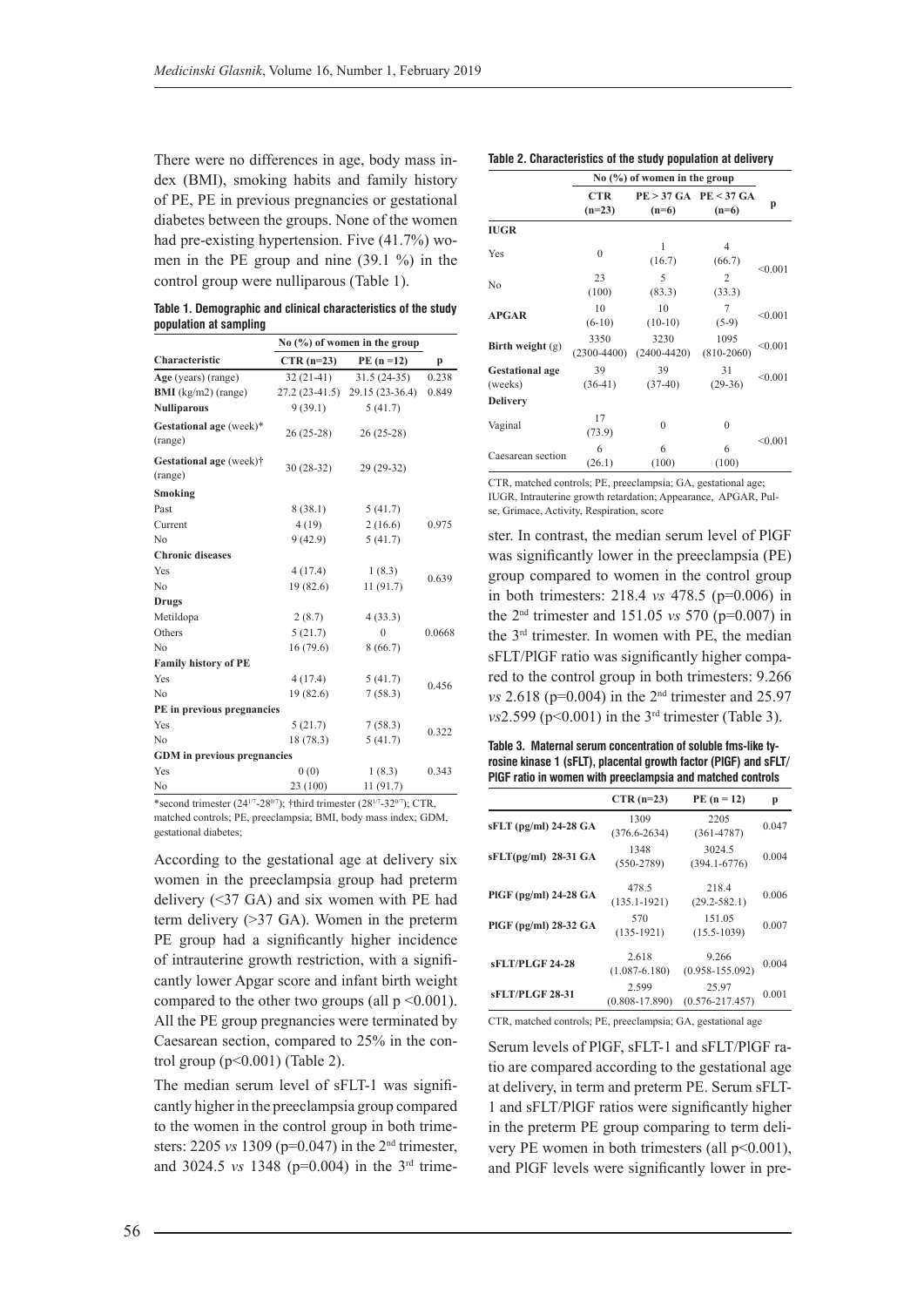There were no differences in age, body mass index (BMI), smoking habits and family history of PE, PE in previous pregnancies or gestational diabetes between the groups. None of the women had pre-existing hypertension. Five (41.7%) women in the PE group and nine (39.1 %) in the control group were nulliparous (Table 1).

**Table 1. Demographic and clinical characteristics of the study population at sampling**

| | No (%) of women in the group | | |
|---|---|---|---|
| **Characteristic** | **CTR (n=23)** | **PE (n =12)** | **p** |
| **Age** (years) (range) | 32 (21-41) | 31.5 (24-35) | 0.238 |
| **BMI** (kg/m2) (range) | 27.2 (23-41.5) | 29.15 (23-36.4) | 0.849 |
| **Nulliparous** | 9 (39.1) | 5 (41.7) | |
| **Gestational age** (week)* (range) | 26 (25-28) | 26 (25-28) | |
| **Gestational age** (week)† (range) | 30 (28-32) | 29 (29-32) | |
| **Smoking** | | | |
| Past | 8 (38.1) | 5 (41.7) | |
| Current | 4 (19) | 2 (16.6) | 0.975 |
| No | 9 (42.9) | 5 (41.7) | |
| **Chronic diseases** | | | |
| Yes | 4 (17.4) | 1 (8.3) | 0.639 |
| No | 19 (82.6) | 11 (91.7) | |
| **Drugs** | | | |
| Metildopa | 2 (8.7) | 4 (33.3) | |
| Others | 5 (21.7) | 0 | 0.0668 |
| No | 16 (79.6) | 8 (66.7) | |
| **Family history of PE** | | | |
| Yes | 4 (17.4) | 5 (41.7) | 0.456 |
| No | 19 (82.6) | 7 (58.3) | |
| **PE in previous pregnancies** | | | |
| Yes | 5 (21.7) | 7 (58.3) | 0.322 |
| No | 18 (78.3) | 5 (41.7) | |
| **GDM in previous pregnancies** | | | |
| Yes | 0 (0) | 1 (8.3) | 0.343 |
| No | 23 (100) | 11 (91.7) | |

*second trimester ($24^{1/7}$-$28^{0/7}$); †third trimester ($28^{1/7}$-$32^{0/7}$); CTR, matched controls; PE, preeclampsia; BMI, body mass index; GDM, gestational diabetes;

According to the gestational age at delivery six women in the preeclampsia group had preterm delivery (<37 GA) and six women with PE had term delivery (>37 GA). Women in the preterm PE group had a significantly higher incidence of intrauterine growth restriction, with a significantly lower Apgar score and infant birth weight compared to the other two groups (all $p < 0.001$). All the PE group pregnancies were terminated by Caesarean section, compared to 25% in the control group ($p<0.001$) (Table 2).

The median serum level of sFLT-1 was significantly higher in the preeclampsia group compared to the women in the control group in both trimesters: 2205 *vs* 1309 ($p=0.047$) in the 2nd trimester, and 3024.5 *vs* 1348 ($p=0.004$) in the 3rd trimester. In contrast, the median serum level of PlGF was significantly lower in the preeclampsia (PE) group compared to women in the control group in both trimesters: 218.4 *vs* 478.5 ($p=0.006$) in the 2nd trimester and 151.05 *vs* 570 ($p=0.007$) in the 3rd trimester. In women with PE, the median sFLT/PlGF ratio was significantly higher compared to the control group in both trimesters: 9.266 *vs* 2.618 ($p=0.004$) in the 2nd trimester and 25.97 *vs*2.599 ($p<0.001$) in the 3rd trimester (Table 3).

**Table 2. Characteristics of the study population at delivery**

| | No (%) of women in the group | | | |
|---|---|---|---|---|
| | **CTR (n=23)** | **PE > 37 GA (n=6)** | **PE < 37 GA (n=6)** | **p** |
| **IUGR** | | | | |
| Yes | 0 | 1 (16.7) | 4 (66.7) | <0.001 |
| No | 23 (100) | 5 (83.3) | 2 (33.3) | |
| **APGAR** | 10 (6-10) | 10 (10-10) | 7 (5-9) | <0.001 |
| **Birth weight** (g) | 3350 (2300-4400) | 3230 (2400-4420) | 1095 (810-2060) | <0.001 |
| **Gestational age** (weeks) | 39 (36-41) | 39 (37-40) | 31 (29-36) | <0.001 |
| **Delivery** | | | | |
| Vaginal | 17 (73.9) | 0 | 0 | <0.001 |
| Caesarean section | 6 (26.1) | 6 (100) | 6 (100) | |

CTR, matched controls; PE, preeclampsia; GA, gestational age; IUGR, Intrauterine growth retardation; Appearance, APGAR, Pulse, Grimace, Activity, Respiration, score

**Table 3. Maternal serum concentration of soluble fms-like tyrosine kinase 1 (sFLT), placental growth factor (PlGF) and sFLT/PlGF ratio in women with preeclampsia and matched controls**

| | CTR (n=23) | PE (n = 12) | p |
|---|---|---|---|
| **sFLT (pg/ml) 24-28 GA** | 1309 (376.6-2634) | 2205 (361-4787) | 0.047 |
| **sFLT(pg/ml) 28-31 GA** | 1348 (550-2789) | 3024.5 (394.1-6776) | 0.004 |
| **PlGF (pg/ml) 24-28 GA** | 478.5 (135.1-1921) | 218.4 (29.2-582.1) | 0.006 |
| **PlGF (pg/ml) 28-32 GA** | 570 (135-1921) | 151.05 (15.5-1039) | 0.007 |
| **sFLT/PLGF 24-28** | 2.618 (1.087-6.180) | 9.266 (0.958-155.092) | 0.004 |
| **sFLT/PLGF 28-31** | 2.599 (0.808-17.890) | 25.97 (0.576-217.457) | 0.001 |

CTR, matched controls; PE, preeclampsia; GA, gestational age

Serum levels of PlGF, sFLT-1 and sFLT/PlGF ratio are compared according to the gestational age at delivery, in term and preterm PE. Serum sFLT-1 and sFLT/PlGF ratios were significantly higher in the preterm PE group comparing to term delivery PE women in both trimesters (all $p<0.001$), and PlGF levels were significantly lower in pre-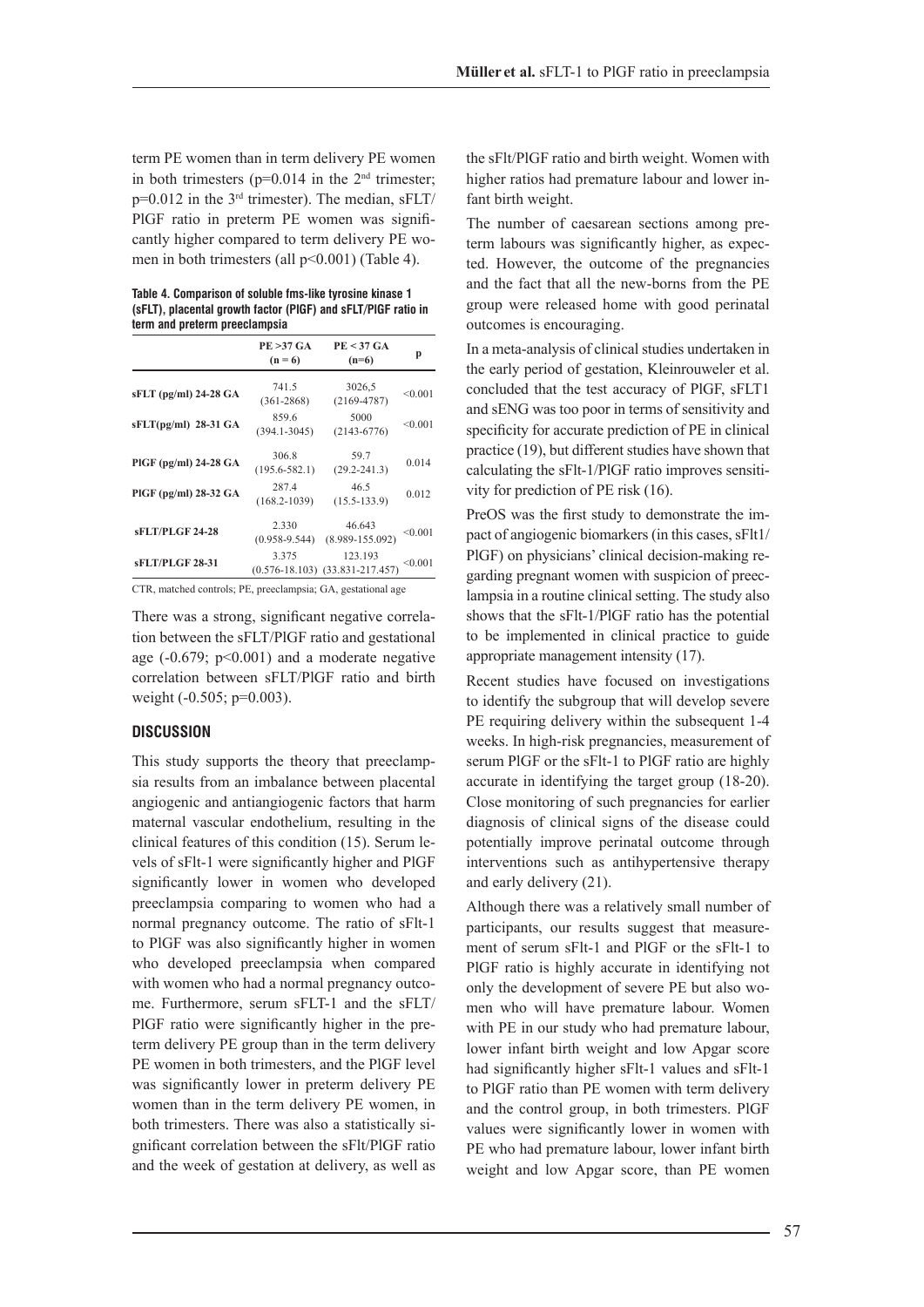term PE women than in term delivery PE women in both trimesters (p=0.014 in the 2nd trimester; p=0.012 in the 3rd trimester). The median, sFLT/PlGF ratio in preterm PE women was significantly higher compared to term delivery PE women in both trimesters (all p<0.001) (Table 4).

**Table 4. Comparison of soluble fms-like tyrosine kinase 1 (sFLT), placental growth factor (PlGF) and sFLT/PlGF ratio in term and preterm preeclampsia**

| | PE >37 GA (n = 6) | PE < 37 GA (n=6) | p |
|---|---|---|---|
| sFLT (pg/ml) 24-28 GA | 741.5 (361-2868) | 3026,5 (2169-4787) | <0.001 |
| sFLT(pg/ml) 28-31 GA | 859.6 (394.1-3045) | 5000 (2143-6776) | <0.001 |
| PlGF (pg/ml) 24-28 GA | 306.8 (195.6-582.1) | 59.7 (29.2-241.3) | 0.014 |
| PlGF (pg/ml) 28-32 GA | 287.4 (168.2-1039) | 46.5 (15.5-133.9) | 0.012 |
| sFLT/PLGF 24-28 | 2.330 (0.958-9.544) | 46.643 (8.989-155.092) | <0.001 |
| sFLT/PLGF 28-31 | 3.375 (0.576-18.103) | 123.193 (33.831-217.457) | <0.001 |

CTR, matched controls; PE, preeclampsia; GA, gestational age

There was a strong, significant negative correlation between the sFLT/PlGF ratio and gestational age (-0.679; p<0.001) and a moderate negative correlation between sFLT/PlGF ratio and birth weight (-0.505; p=0.003).

## DISCUSSION

This study supports the theory that preeclampsia results from an imbalance between placental angiogenic and antiangiogenic factors that harm maternal vascular endothelium, resulting in the clinical features of this condition (15). Serum levels of sFlt-1 were significantly higher and PlGF significantly lower in women who developed preeclampsia comparing to women who had a normal pregnancy outcome. The ratio of sFlt-1 to PlGF was also significantly higher in women who developed preeclampsia when compared with women who had a normal pregnancy outcome. Furthermore, serum sFLT-1 and the sFLT/PlGF ratio were significantly higher in the preterm delivery PE group than in the term delivery PE women in both trimesters, and the PlGF level was significantly lower in preterm delivery PE women than in the term delivery PE women, in both trimesters. There was also a statistically significant correlation between the sFlt/PlGF ratio and the week of gestation at delivery, as well as the sFlt/PlGF ratio and birth weight. Women with higher ratios had premature labour and lower infant birth weight.

The number of caesarean sections among preterm labours was significantly higher, as expected. However, the outcome of the pregnancies and the fact that all the new-borns from the PE group were released home with good perinatal outcomes is encouraging.

In a meta-analysis of clinical studies undertaken in the early period of gestation, Kleinrouweler et al. concluded that the test accuracy of PlGF, sFLT1 and sENG was too poor in terms of sensitivity and specificity for accurate prediction of PE in clinical practice (19), but different studies have shown that calculating the sFlt-1/PlGF ratio improves sensitivity for prediction of PE risk (16).

PreOS was the first study to demonstrate the impact of angiogenic biomarkers (in this cases, sFlt1/PlGF) on physicians' clinical decision-making regarding pregnant women with suspicion of preeclampsia in a routine clinical setting. The study also shows that the sFlt-1/PlGF ratio has the potential to be implemented in clinical practice to guide appropriate management intensity (17).

Recent studies have focused on investigations to identify the subgroup that will develop severe PE requiring delivery within the subsequent 1-4 weeks. In high-risk pregnancies, measurement of serum PlGF or the sFlt-1 to PlGF ratio are highly accurate in identifying the target group (18-20). Close monitoring of such pregnancies for earlier diagnosis of clinical signs of the disease could potentially improve perinatal outcome through interventions such as antihypertensive therapy and early delivery (21).

Although there was a relatively small number of participants, our results suggest that measurement of serum sFlt-1 and PlGF or the sFlt-1 to PlGF ratio is highly accurate in identifying not only the development of severe PE but also women who will have premature labour. Women with PE in our study who had premature labour, lower infant birth weight and low Apgar score had significantly higher sFlt-1 values and sFlt-1 to PlGF ratio than PE women with term delivery and the control group, in both trimesters. PlGF values were significantly lower in women with PE who had premature labour, lower infant birth weight and low Apgar score, than PE women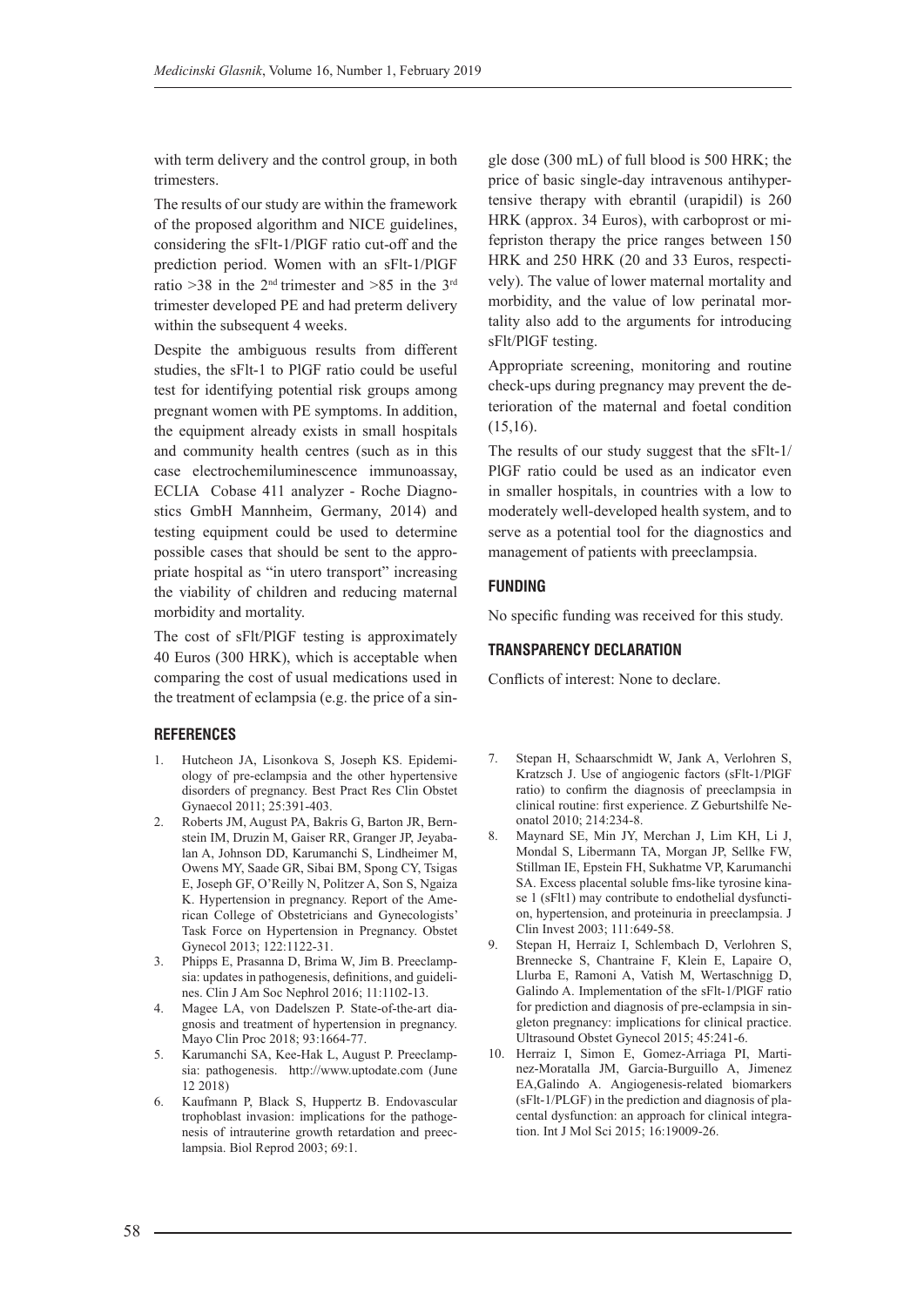with term delivery and the control group, in both trimesters.

The results of our study are within the framework of the proposed algorithm and NICE guidelines, considering the sFlt-1/PlGF ratio cut-off and the prediction period. Women with an sFlt-1/PlGF ratio >38 in the $2^{nd}$ trimester and >85 in the $3^{rd}$ trimester developed PE and had preterm delivery within the subsequent 4 weeks.

Despite the ambiguous results from different studies, the sFlt-1 to PlGF ratio could be useful test for identifying potential risk groups among pregnant women with PE symptoms. In addition, the equipment already exists in small hospitals and community health centres (such as in this case electrochemiluminescence immunoassay, ECLIA Cobase 411 analyzer - Roche Diagnostics GmbH Mannheim, Germany, 2014) and testing equipment could be used to determine possible cases that should be sent to the appropriate hospital as "in utero transport" increasing the viability of children and reducing maternal morbidity and mortality.

The cost of sFlt/PlGF testing is approximately 40 Euros (300 HRK), which is acceptable when comparing the cost of usual medications used in the treatment of eclampsia (e.g. the price of a single dose (300 mL) of full blood is 500 HRK; the price of basic single-day intravenous antihypertensive therapy with ebrantil (urapidil) is 260 HRK (approx. 34 Euros), with carboprost or mifepriston therapy the price ranges between 150 HRK and 250 HRK (20 and 33 Euros, respectively). The value of lower maternal mortality and morbidity, and the value of low perinatal mortality also add to the arguments for introducing sFlt/PlGF testing.

Appropriate screening, monitoring and routine check-ups during pregnancy may prevent the deterioration of the maternal and foetal condition (15,16).

The results of our study suggest that the sFlt-1/PlGF ratio could be used as an indicator even in smaller hospitals, in countries with a low to moderately well-developed health system, and to serve as a potential tool for the diagnostics and management of patients with preeclampsia.

## FUNDING

No specific funding was received for this study.

## TRANSPARENCY DECLARATION

Conflicts of interest: None to declare.

## REFERENCES

1. Hutcheon JA, Lisonkova S, Joseph KS. Epidemiology of pre-eclampsia and the other hypertensive disorders of pregnancy. Best Pract Res Clin Obstet Gynaecol 2011; 25:391-403.
2. Roberts JM, August PA, Bakris G, Barton JR, Bernstein IM, Druzin M, Gaiser RR, Granger JP, Jeyabalan A, Johnson DD, Karumanchi S, Lindheimer M, Owens MY, Saade GR, Sibai BM, Spong CY, Tsigas E, Joseph GF, O'Reilly N, Politzer A, Son S, Ngaiza K. Hypertension in pregnancy. Report of the American College of Obstetricians and Gynecologists' Task Force on Hypertension in Pregnancy. Obstet Gynecol 2013; 122:1122-31.
3. Phipps E, Prasanna D, Brima W, Jim B. Preeclampsia: updates in pathogenesis, definitions, and guidelines. Clin J Am Soc Nephrol 2016; 11:1102-13.
4. Magee LA, von Dadelszen P. State-of-the-art diagnosis and treatment of hypertension in pregnancy. Mayo Clin Proc 2018; 93:1664-77.
5. Karumanchi SA, Kee-Hak L, August P. Preeclampsia: pathogenesis. http://www.uptodate.com (June 12 2018)
6. Kaufmann P, Black S, Huppertz B. Endovascular trophoblast invasion: implications for the pathogenesis of intrauterine growth retardation and preeclampsia. Biol Reprod 2003; 69:1.
7. Stepan H, Schaarschmidt W, Jank A, Verlohren S, Kratzsch J. Use of angiogenic factors (sFlt-1/PlGF ratio) to confirm the diagnosis of preeclampsia in clinical routine: first experience. Z Geburtshilfe Neonatol 2010; 214:234-8.
8. Maynard SE, Min JY, Merchan J, Lim KH, Li J, Mondal S, Libermann TA, Morgan JP, Sellke FW, Stillman IE, Epstein FH, Sukhatme VP, Karumanchi SA. Excess placental soluble fms-like tyrosine kinase 1 (sFlt1) may contribute to endothelial dysfunction, hypertension, and proteinuria in preeclampsia. J Clin Invest 2003; 111:649-58.
9. Stepan H, Herraiz I, Schlembach D, Verlohren S, Brennecke S, Chantraine F, Klein E, Lapaire O, Llurba E, Ramoni A, Vatish M, Wertaschnigg D, Galindo A. Implementation of the sFlt-1/PlGF ratio for prediction and diagnosis of pre-eclampsia in singleton pregnancy: implications for clinical practice. Ultrasound Obstet Gynecol 2015; 45:241-6.
10. Herraiz I, Simon E, Gomez-Arriaga PI, Martinez-Moratalla JM, Garcia-Burguillo A, Jimenez EA,Galindo A. Angiogenesis-related biomarkers (sFlt-1/PLGF) in the prediction and diagnosis of placental dysfunction: an approach for clinical integration. Int J Mol Sci 2015; 16:19009-26.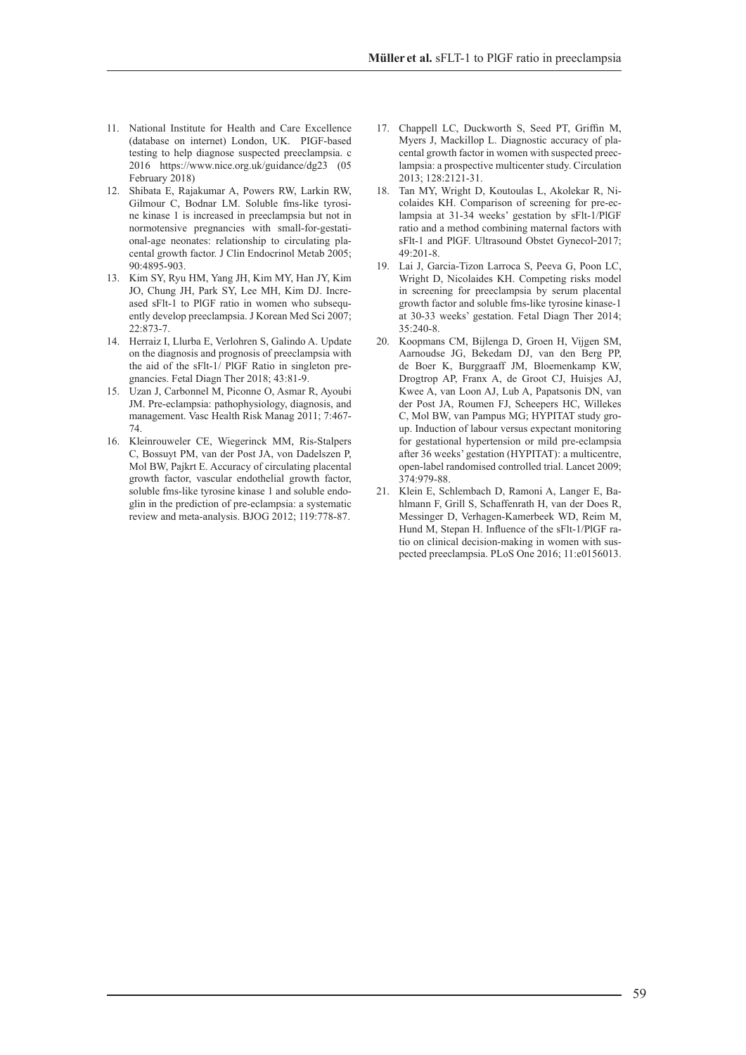11. National Institute for Health and Care Excellence (database on internet) London, UK. PIGF-based testing to help diagnose suspected preeclampsia. c 2016 https://www.nice.org.uk/guidance/dg23 (05 February 2018)
12. Shibata E, Rajakumar A, Powers RW, Larkin RW, Gilmour C, Bodnar LM. Soluble fms-like tyrosine kinase 1 is increased in preeclampsia but not in normotensive pregnancies with small-for-gestational-age neonates: relationship to circulating placental growth factor. J Clin Endocrinol Metab 2005; 90:4895-903.
13. Kim SY, Ryu HM, Yang JH, Kim MY, Han JY, Kim JO, Chung JH, Park SY, Lee MH, Kim DJ. Increased sFlt-1 to PlGF ratio in women who subsequently develop preeclampsia. J Korean Med Sci 2007; 22:873-7.
14. Herraiz I, Llurba E, Verlohren S, Galindo A. Update on the diagnosis and prognosis of preeclampsia with the aid of the sFlt-1/ PlGF Ratio in singleton pregnancies. Fetal Diagn Ther 2018; 43:81-9.
15. Uzan J, Carbonnel M, Piconne O, Asmar R, Ayoubi JM. Pre-eclampsia: pathophysiology, diagnosis, and management. Vasc Health Risk Manag 2011; 7:467-74.
16. Kleinrouweler CE, Wiegerinck MM, Ris-Stalpers C, Bossuyt PM, van der Post JA, von Dadelszen P, Mol BW, Pajkrt E. Accuracy of circulating placental growth factor, vascular endothelial growth factor, soluble fms-like tyrosine kinase 1 and soluble endoglin in the prediction of pre-eclampsia: a systematic review and meta-analysis. BJOG 2012; 119:778-87.
17. Chappell LC, Duckworth S, Seed PT, Griffin M, Myers J, Mackillop L. Diagnostic accuracy of placental growth factor in women with suspected preeclampsia: a prospective multicenter study. Circulation 2013; 128:2121-31.
18. Tan MY, Wright D, Koutoulas L, Akolekar R, Nicolaides KH. Comparison of screening for pre-eclampsia at 31-34 weeks' gestation by sFlt-1/PlGF ratio and a method combining maternal factors with sFlt-1 and PlGF. Ultrasound Obstet Gynecol 2017; 49:201-8.
19. Lai J, Garcia-Tizon Larroca S, Peeva G, Poon LC, Wright D, Nicolaides KH. Competing risks model in screening for preeclampsia by serum placental growth factor and soluble fms-like tyrosine kinase-1 at 30-33 weeks' gestation. Fetal Diagn Ther 2014; 35:240-8.
20. Koopmans CM, Bijlenga D, Groen H, Vijgen SM, Aarnoudse JG, Bekedam DJ, van den Berg PP, de Boer K, Burggraaff JM, Bloemenkamp KW, Drogtrop AP, Franx A, de Groot CJ, Huisjes AJ, Kwee A, van Loon AJ, Lub A, Papatsonis DN, van der Post JA, Roumen FJ, Scheepers HC, Willekes C, Mol BW, van Pampus MG; HYPITAT study group. Induction of labour versus expectant monitoring for gestational hypertension or mild pre-eclampsia after 36 weeks' gestation (HYPITAT): a multicentre, open-label randomised controlled trial. Lancet 2009; 374:979-88.
21. Klein E, Schlembach D, Ramoni A, Langer E, Bahlmann F, Grill S, Schaffenrath H, van der Does R, Messinger D, Verhagen-Kamerbeek WD, Reim M, Hund M, Stepan H. Influence of the sFlt-1/PlGF ratio on clinical decision-making in women with suspected preeclampsia. PLoS One 2016; 11:e0156013.